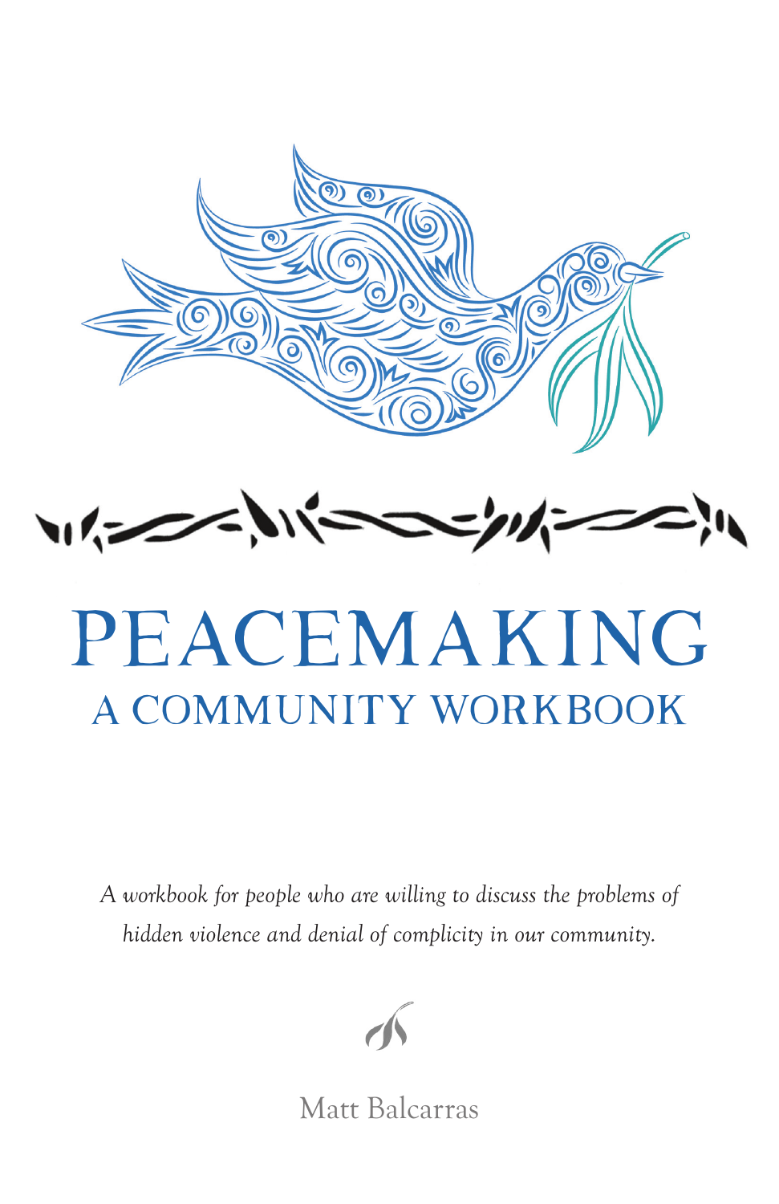# PEACEMAKING

## A COMMUNITY WORKBOOK

*A workbook for people who are willing to discuss the problems of hidden violence and denial of complicity in our community.*

Matt Balcarras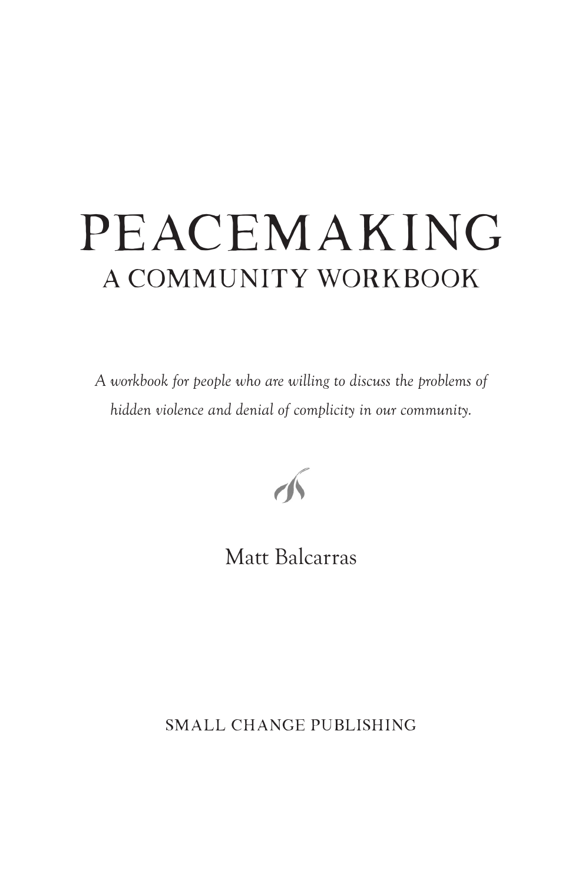# PEACEMAKING

## A COMMUNITY WORKBOOK

*A workbook for people who are willing to discuss the problems of hidden violence and denial of complicity in our community.*

Matt Balcarras

SMALL CHANGE PUBLISHING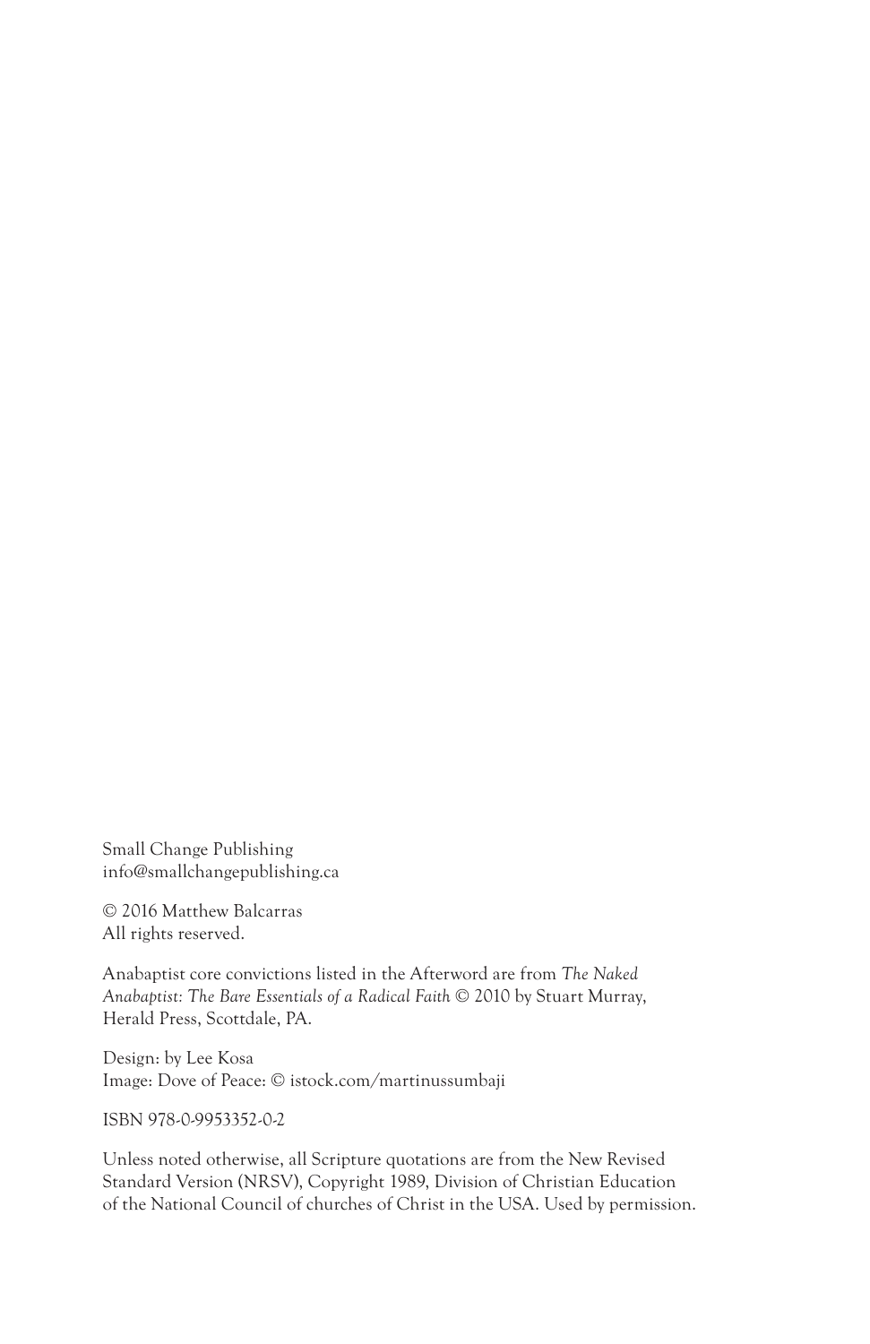Small Change Publishing
info@smallchangepublishing.ca

© 2016 Matthew Balcarras
All rights reserved.

Anabaptist core convictions listed in the Afterword are from *The Naked Anabaptist: The Bare Essentials of a Radical Faith* © 2010 by Stuart Murray, Herald Press, Scottdale, PA.

Design: by Lee Kosa
Image: Dove of Peace: © istock.com/martinussumbaji

ISBN 978-0-9953352-0-2

Unless noted otherwise, all Scripture quotations are from the New Revised Standard Version (NRSV), Copyright 1989, Division of Christian Education of the National Council of churches of Christ in the USA. Used by permission.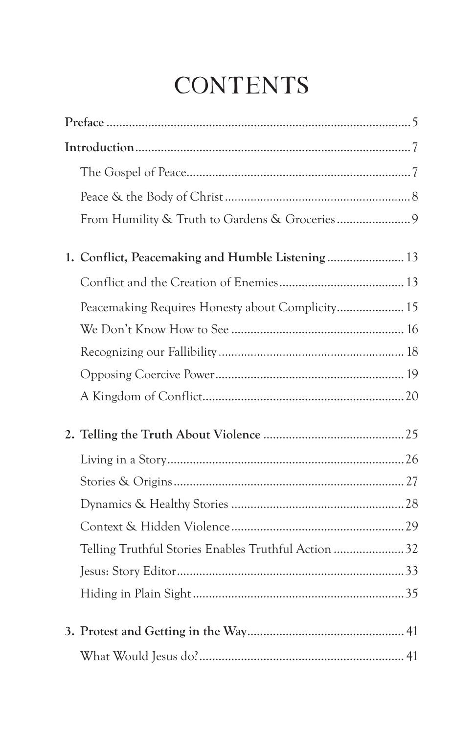# CONTENTS

**Preface** ........ 5

**Introduction** ........ 7

- The Gospel of Peace ........ 7
- Peace & the Body of Christ ........ 8
- From Humility & Truth to Gardens & Groceries ........ 9

**1. Conflict, Peacemaking and Humble Listening** ........ 13

- Conflict and the Creation of Enemies ........ 13
- Peacemaking Requires Honesty about Complicity ........ 15
- We Don't Know How to See ........ 16
- Recognizing our Fallibility ........ 18
- Opposing Coercive Power ........ 19
- A Kingdom of Conflict ........ 20

**2. Telling the Truth About Violence** ........ 25

- Living in a Story ........ 26
- Stories & Origins ........ 27
- Dynamics & Healthy Stories ........ 28
- Context & Hidden Violence ........ 29
- Telling Truthful Stories Enables Truthful Action ........ 32
- Jesus: Story Editor ........ 33
- Hiding in Plain Sight ........ 35

**3. Protest and Getting in the Way** ........ 41

- What Would Jesus do? ........ 41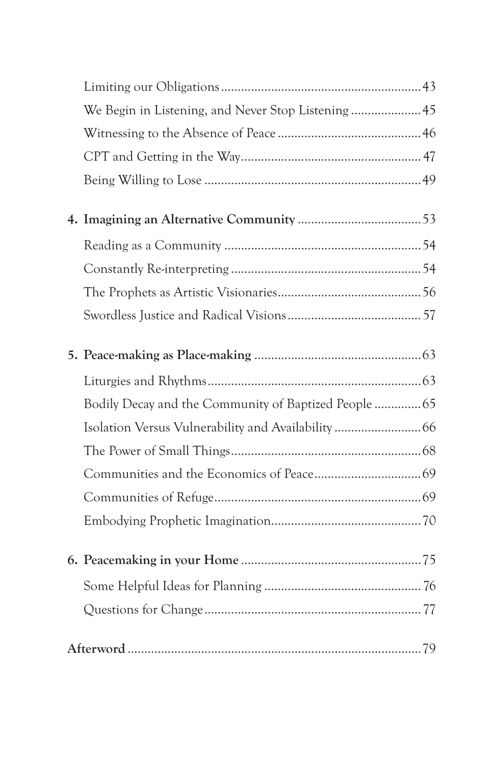Limiting our Obligations ........................................................... 43

We Begin in Listening, and Never Stop Listening ..................... 45

Witnessing to the Absence of Peace ........................................... 46

CPT and Getting in the Way ...................................................... 47

Being Willing to Lose ................................................................. 49

**4. Imagining an Alternative Community** ..................................... 53

Reading as a Community ........................................................... 54

Constantly Re-interpreting ......................................................... 54

The Prophets as Artistic Visionaries ........................................... 56

Swordless Justice and Radical Visions ........................................ 57

**5. Peace-making as Place-making** .................................................. 63

Liturgies and Rhythms ................................................................ 63

Bodily Decay and the Community of Baptized People .............. 65

Isolation Versus Vulnerability and Availability .......................... 66

The Power of Small Things ......................................................... 68

Communities and the Economics of Peace ................................. 69

Communities of Refuge .............................................................. 69

Embodying Prophetic Imagination ............................................. 70

**6. Peacemaking in your Home** ...................................................... 75

Some Helpful Ideas for Planning ............................................... 76

Questions for Change ................................................................. 77

**Afterword** ......................................................................................... 79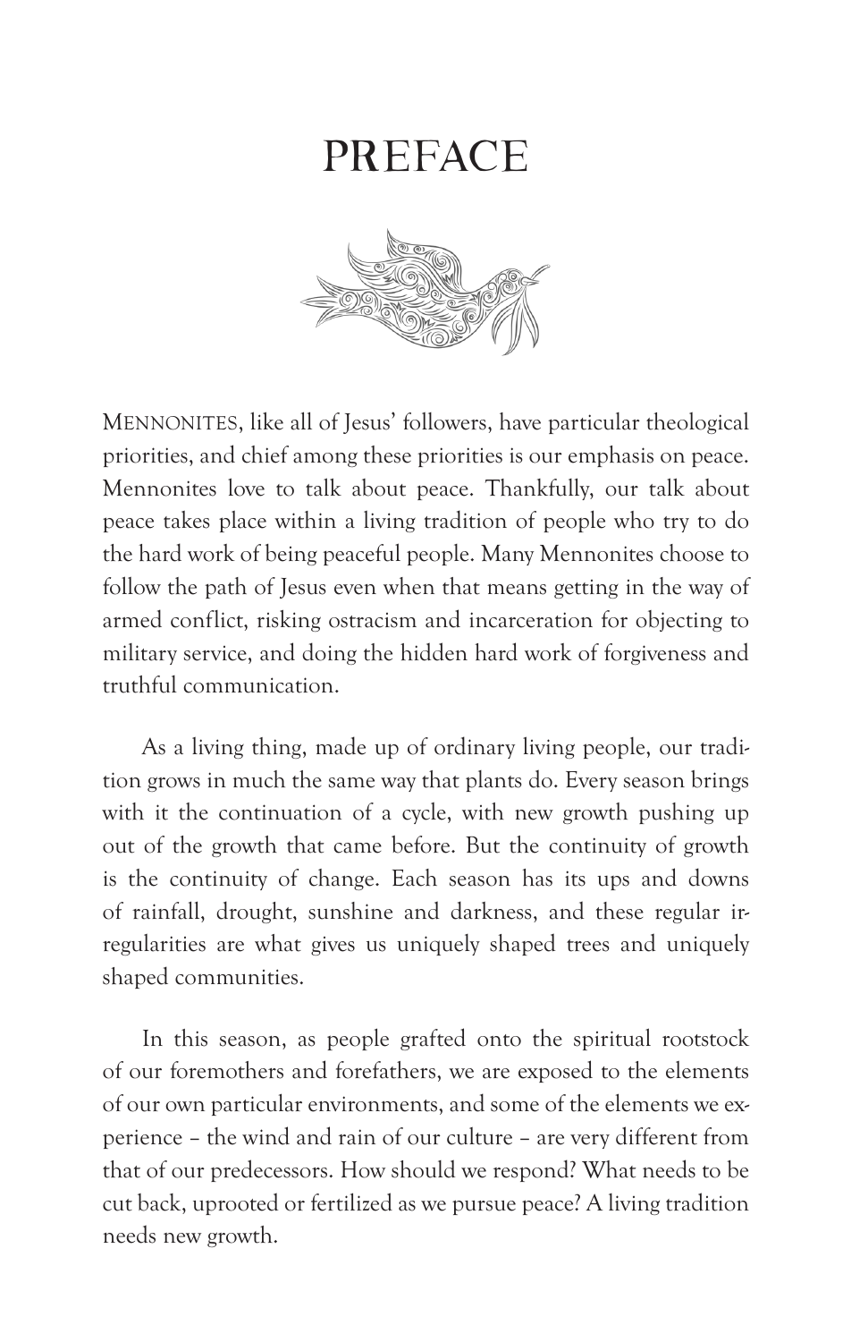# PREFACE

MENNONITES, like all of Jesus' followers, have particular theological priorities, and chief among these priorities is our emphasis on peace. Mennonites love to talk about peace. Thankfully, our talk about peace takes place within a living tradition of people who try to do the hard work of being peaceful people. Many Mennonites choose to follow the path of Jesus even when that means getting in the way of armed conflict, risking ostracism and incarceration for objecting to military service, and doing the hidden hard work of forgiveness and truthful communication.

As a living thing, made up of ordinary living people, our tradition grows in much the same way that plants do. Every season brings with it the continuation of a cycle, with new growth pushing up out of the growth that came before. But the continuity of growth is the continuity of change. Each season has its ups and downs of rainfall, drought, sunshine and darkness, and these regular irregularities are what gives us uniquely shaped trees and uniquely shaped communities.

In this season, as people grafted onto the spiritual rootstock of our foremothers and forefathers, we are exposed to the elements of our own particular environments, and some of the elements we experience – the wind and rain of our culture – are very different from that of our predecessors. How should we respond? What needs to be cut back, uprooted or fertilized as we pursue peace? A living tradition needs new growth.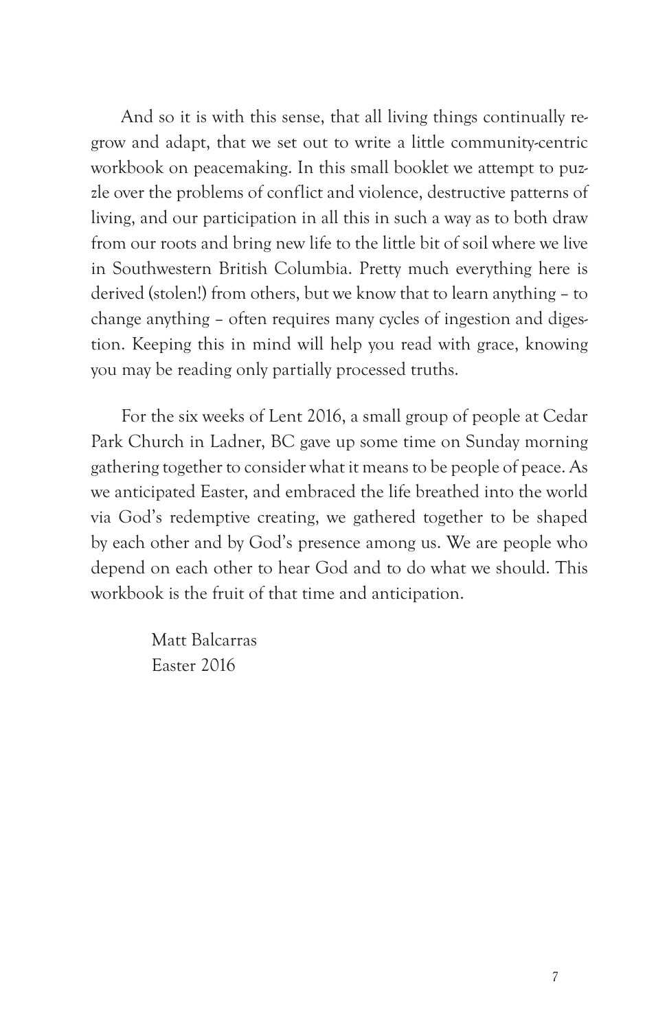And so it is with this sense, that all living things continually regrow and adapt, that we set out to write a little community-centric workbook on peacemaking. In this small booklet we attempt to puzzle over the problems of conflict and violence, destructive patterns of living, and our participation in all this in such a way as to both draw from our roots and bring new life to the little bit of soil where we live in Southwestern British Columbia. Pretty much everything here is derived (stolen!) from others, but we know that to learn anything – to change anything – often requires many cycles of ingestion and digestion. Keeping this in mind will help you read with grace, knowing you may be reading only partially processed truths.

For the six weeks of Lent 2016, a small group of people at Cedar Park Church in Ladner, BC gave up some time on Sunday morning gathering together to consider what it means to be people of peace. As we anticipated Easter, and embraced the life breathed into the world via God's redemptive creating, we gathered together to be shaped by each other and by God's presence among us. We are people who depend on each other to hear God and to do what we should. This workbook is the fruit of that time and anticipation.

Matt Balcarras
Easter 2016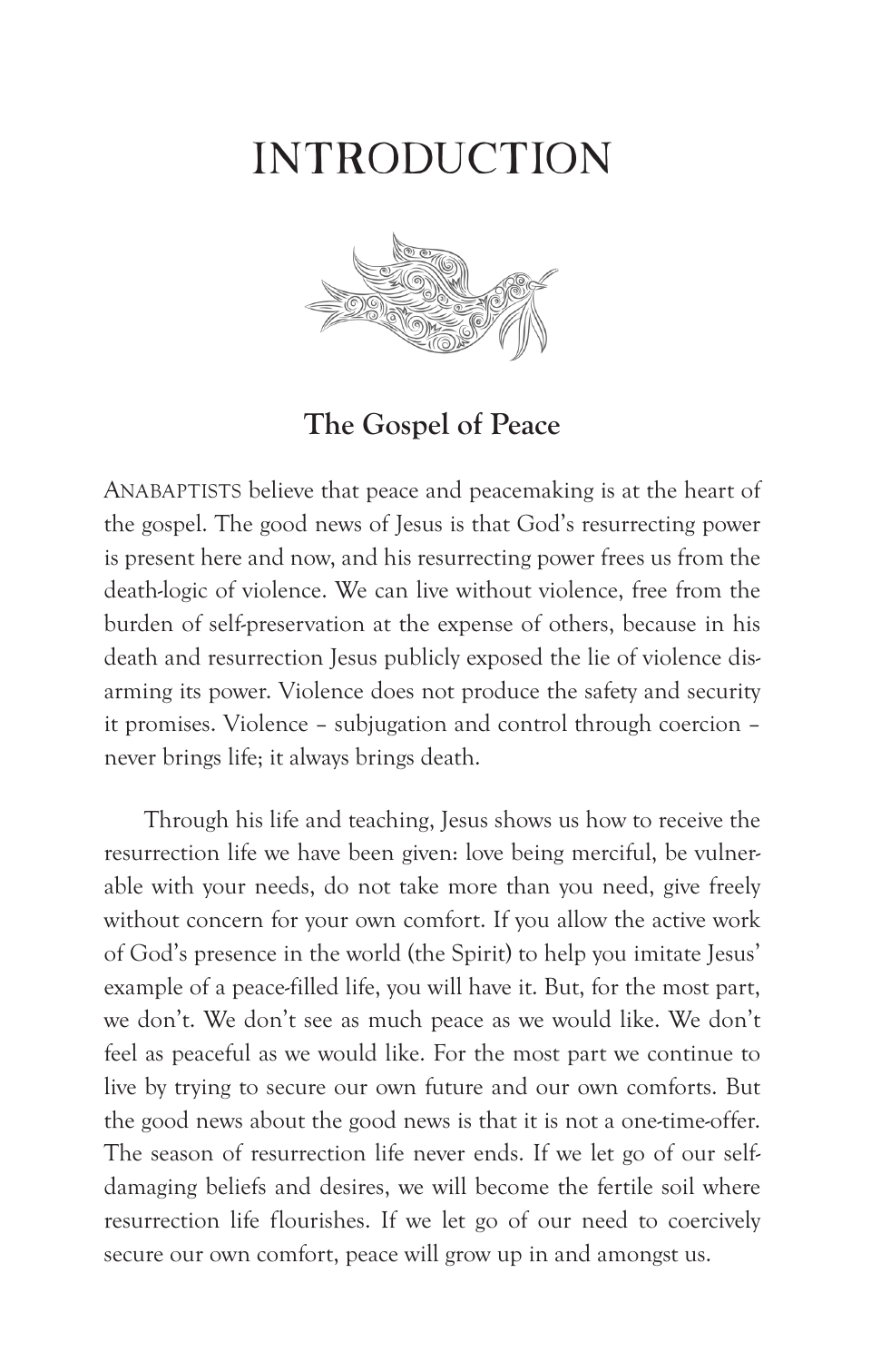# INTRODUCTION

## The Gospel of Peace

ANABAPTISTS believe that peace and peacemaking is at the heart of the gospel. The good news of Jesus is that God's resurrecting power is present here and now, and his resurrecting power frees us from the death-logic of violence. We can live without violence, free from the burden of self-preservation at the expense of others, because in his death and resurrection Jesus publicly exposed the lie of violence disarming its power. Violence does not produce the safety and security it promises. Violence – subjugation and control through coercion – never brings life; it always brings death.

Through his life and teaching, Jesus shows us how to receive the resurrection life we have been given: love being merciful, be vulnerable with your needs, do not take more than you need, give freely without concern for your own comfort. If you allow the active work of God's presence in the world (the Spirit) to help you imitate Jesus' example of a peace-filled life, you will have it. But, for the most part, we don't. We don't see as much peace as we would like. We don't feel as peaceful as we would like. For the most part we continue to live by trying to secure our own future and our own comforts. But the good news about the good news is that it is not a one-time-offer. The season of resurrection life never ends. If we let go of our self-damaging beliefs and desires, we will become the fertile soil where resurrection life flourishes. If we let go of our need to coercively secure our own comfort, peace will grow up in and amongst us.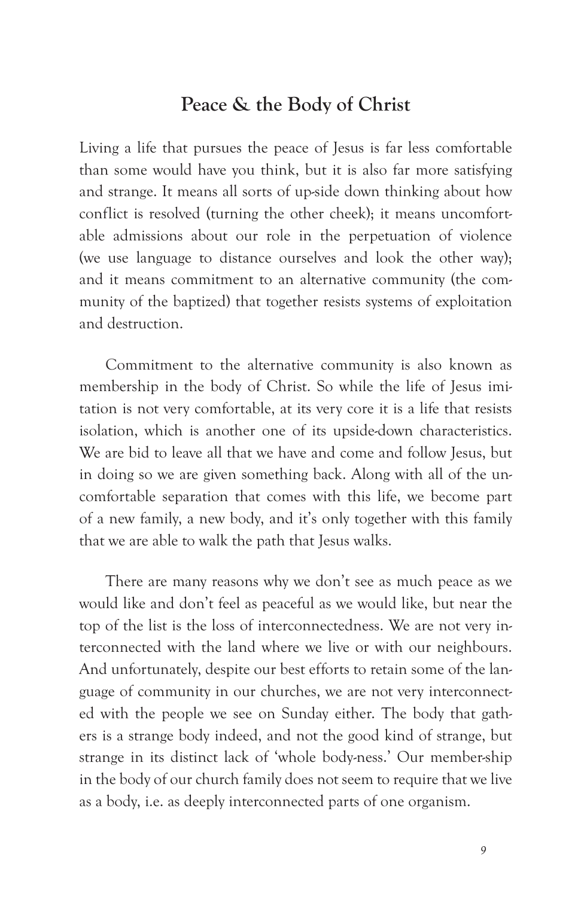## Peace & the Body of Christ

Living a life that pursues the peace of Jesus is far less comfortable than some would have you think, but it is also far more satisfying and strange. It means all sorts of up-side down thinking about how conflict is resolved (turning the other cheek); it means uncomfortable admissions about our role in the perpetuation of violence (we use language to distance ourselves and look the other way); and it means commitment to an alternative community (the community of the baptized) that together resists systems of exploitation and destruction.

Commitment to the alternative community is also known as membership in the body of Christ. So while the life of Jesus imitation is not very comfortable, at its very core it is a life that resists isolation, which is another one of its upside-down characteristics. We are bid to leave all that we have and come and follow Jesus, but in doing so we are given something back. Along with all of the uncomfortable separation that comes with this life, we become part of a new family, a new body, and it's only together with this family that we are able to walk the path that Jesus walks.

There are many reasons why we don't see as much peace as we would like and don't feel as peaceful as we would like, but near the top of the list is the loss of interconnectedness. We are not very interconnected with the land where we live or with our neighbours. And unfortunately, despite our best efforts to retain some of the language of community in our churches, we are not very interconnected with the people we see on Sunday either. The body that gathers is a strange body indeed, and not the good kind of strange, but strange in its distinct lack of 'whole body-ness.' Our member-ship in the body of our church family does not seem to require that we live as a body, i.e. as deeply interconnected parts of one organism.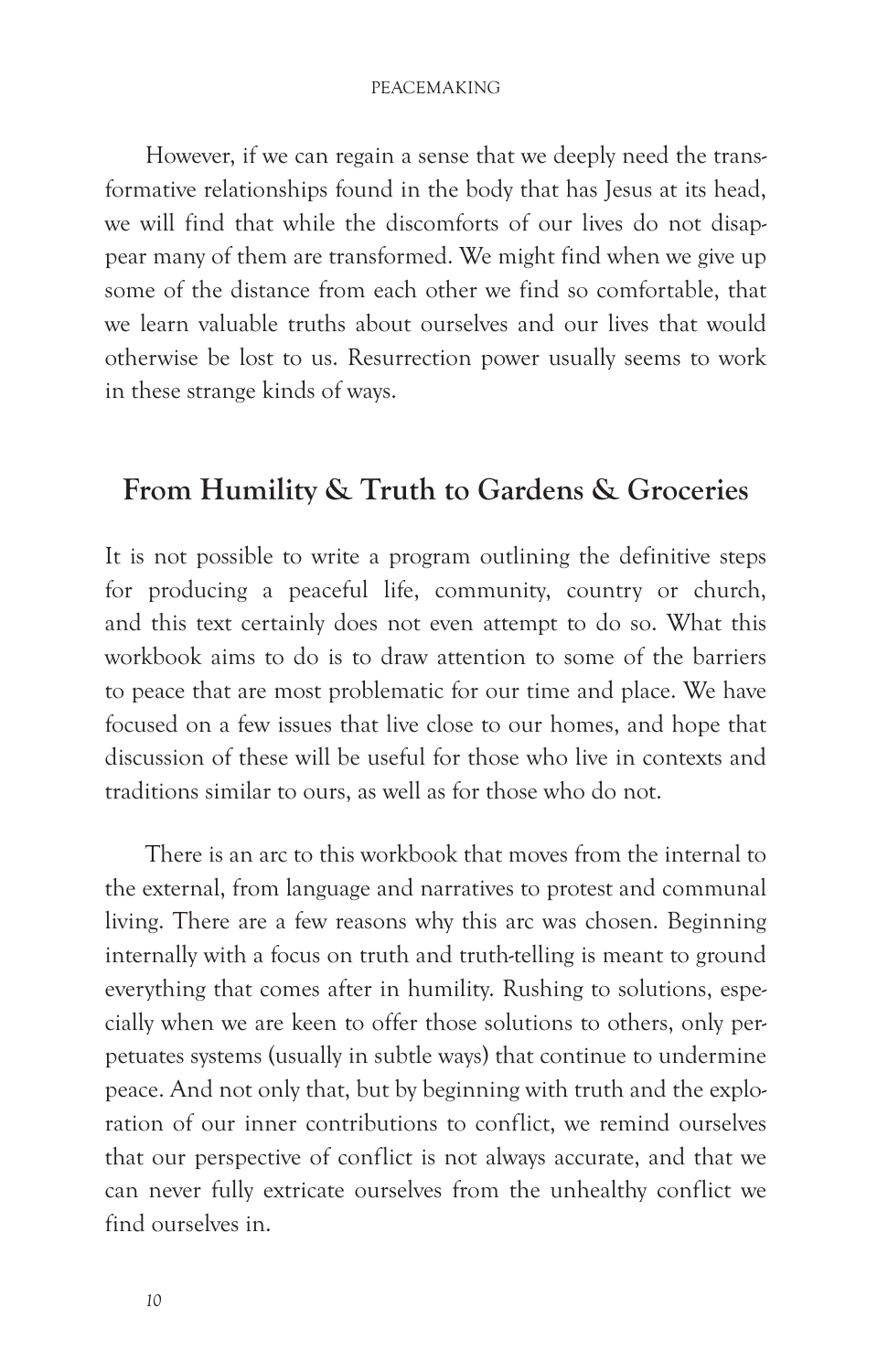However, if we can regain a sense that we deeply need the transformative relationships found in the body that has Jesus at its head, we will find that while the discomforts of our lives do not disappear many of them are transformed. We might find when we give up some of the distance from each other we find so comfortable, that we learn valuable truths about ourselves and our lives that would otherwise be lost to us. Resurrection power usually seems to work in these strange kinds of ways.

## From Humility & Truth to Gardens & Groceries

It is not possible to write a program outlining the definitive steps for producing a peaceful life, community, country or church, and this text certainly does not even attempt to do so. What this workbook aims to do is to draw attention to some of the barriers to peace that are most problematic for our time and place. We have focused on a few issues that live close to our homes, and hope that discussion of these will be useful for those who live in contexts and traditions similar to ours, as well as for those who do not.

There is an arc to this workbook that moves from the internal to the external, from language and narratives to protest and communal living. There are a few reasons why this arc was chosen. Beginning internally with a focus on truth and truth-telling is meant to ground everything that comes after in humility. Rushing to solutions, especially when we are keen to offer those solutions to others, only perpetuates systems (usually in subtle ways) that continue to undermine peace. And not only that, but by beginning with truth and the exploration of our inner contributions to conflict, we remind ourselves that our perspective of conflict is not always accurate, and that we can never fully extricate ourselves from the unhealthy conflict we find ourselves in.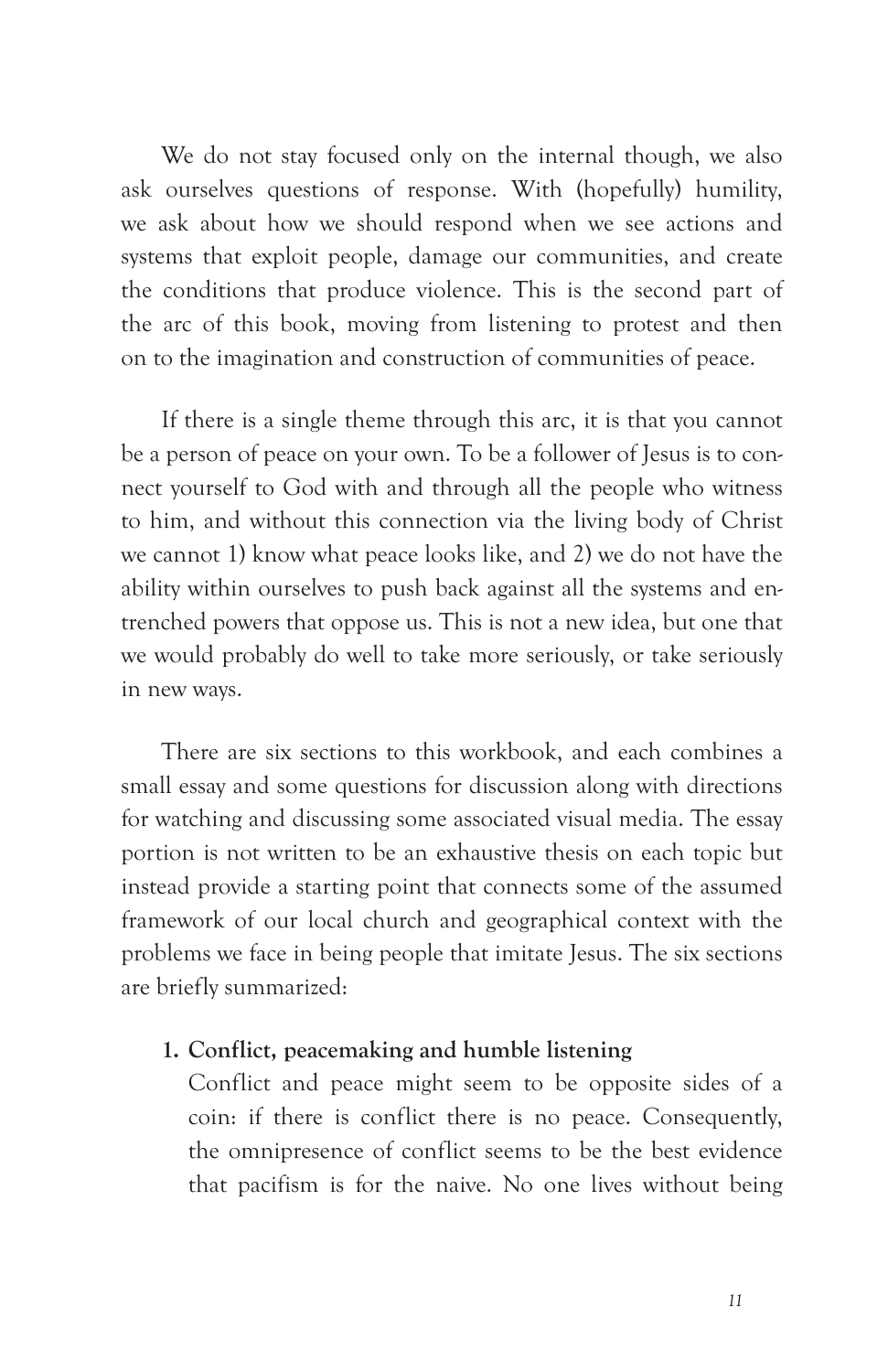We do not stay focused only on the internal though, we also ask ourselves questions of response. With (hopefully) humility, we ask about how we should respond when we see actions and systems that exploit people, damage our communities, and create the conditions that produce violence. This is the second part of the arc of this book, moving from listening to protest and then on to the imagination and construction of communities of peace.

If there is a single theme through this arc, it is that you cannot be a person of peace on your own. To be a follower of Jesus is to connect yourself to God with and through all the people who witness to him, and without this connection via the living body of Christ we cannot 1) know what peace looks like, and 2) we do not have the ability within ourselves to push back against all the systems and entrenched powers that oppose us. This is not a new idea, but one that we would probably do well to take more seriously, or take seriously in new ways.

There are six sections to this workbook, and each combines a small essay and some questions for discussion along with directions for watching and discussing some associated visual media. The essay portion is not written to be an exhaustive thesis on each topic but instead provide a starting point that connects some of the assumed framework of our local church and geographical context with the problems we face in being people that imitate Jesus. The six sections are briefly summarized:

1. **Conflict, peacemaking and humble listening**
   Conflict and peace might seem to be opposite sides of a coin: if there is conflict there is no peace. Consequently, the omnipresence of conflict seems to be the best evidence that pacifism is for the naive. No one lives without being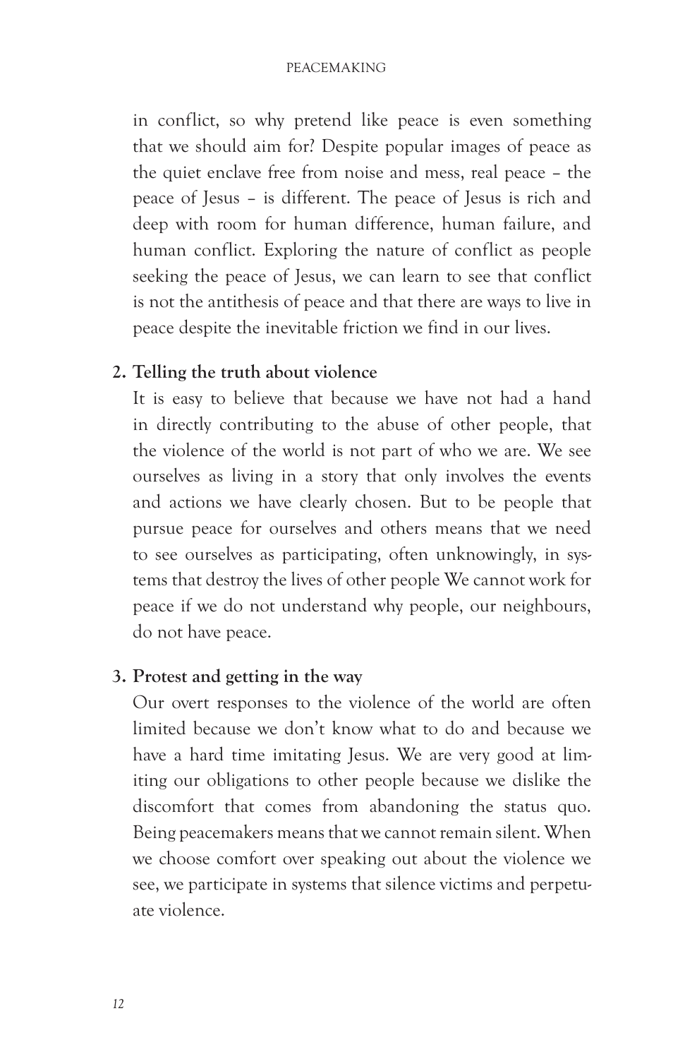in conflict, so why pretend like peace is even something that we should aim for? Despite popular images of peace as the quiet enclave free from noise and mess, real peace – the peace of Jesus – is different. The peace of Jesus is rich and deep with room for human difference, human failure, and human conflict. Exploring the nature of conflict as people seeking the peace of Jesus, we can learn to see that conflict is not the antithesis of peace and that there are ways to live in peace despite the inevitable friction we find in our lives.

2. **Telling the truth about violence**

   It is easy to believe that because we have not had a hand in directly contributing to the abuse of other people, that the violence of the world is not part of who we are. We see ourselves as living in a story that only involves the events and actions we have clearly chosen. But to be people that pursue peace for ourselves and others means that we need to see ourselves as participating, often unknowingly, in systems that destroy the lives of other people We cannot work for peace if we do not understand why people, our neighbours, do not have peace.

3. **Protest and getting in the way**

   Our overt responses to the violence of the world are often limited because we don't know what to do and because we have a hard time imitating Jesus. We are very good at limiting our obligations to other people because we dislike the discomfort that comes from abandoning the status quo. Being peacemakers means that we cannot remain silent. When we choose comfort over speaking out about the violence we see, we participate in systems that silence victims and perpetuate violence.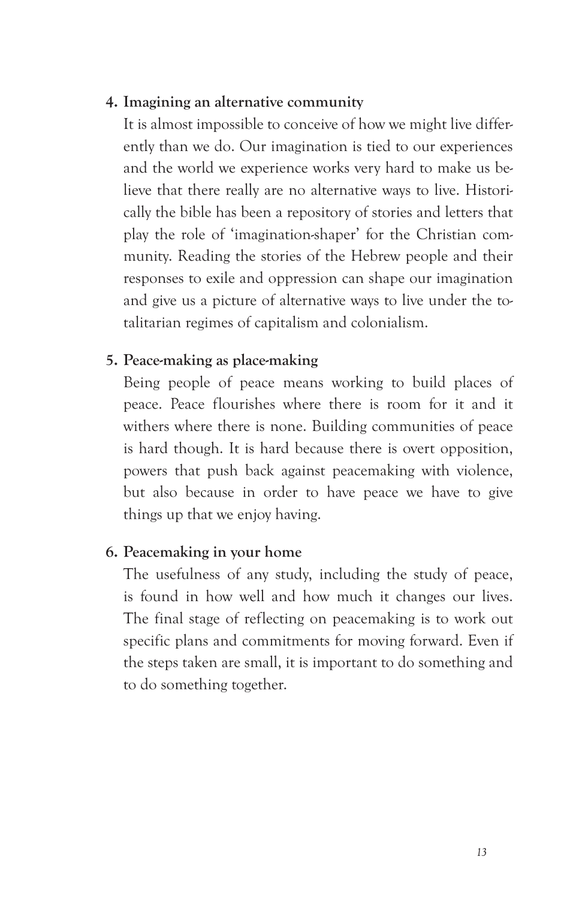4. **Imagining an alternative community**

   It is almost impossible to conceive of how we might live differently than we do. Our imagination is tied to our experiences and the world we experience works very hard to make us believe that there really are no alternative ways to live. Historically the bible has been a repository of stories and letters that play the role of 'imagination-shaper' for the Christian community. Reading the stories of the Hebrew people and their responses to exile and oppression can shape our imagination and give us a picture of alternative ways to live under the totalitarian regimes of capitalism and colonialism.

5. **Peace-making as place-making**

   Being people of peace means working to build places of peace. Peace flourishes where there is room for it and it withers where there is none. Building communities of peace is hard though. It is hard because there is overt opposition, powers that push back against peacemaking with violence, but also because in order to have peace we have to give things up that we enjoy having.

6. **Peacemaking in your home**

   The usefulness of any study, including the study of peace, is found in how well and how much it changes our lives. The final stage of reflecting on peacemaking is to work out specific plans and commitments for moving forward. Even if the steps taken are small, it is important to do something and to do something together.